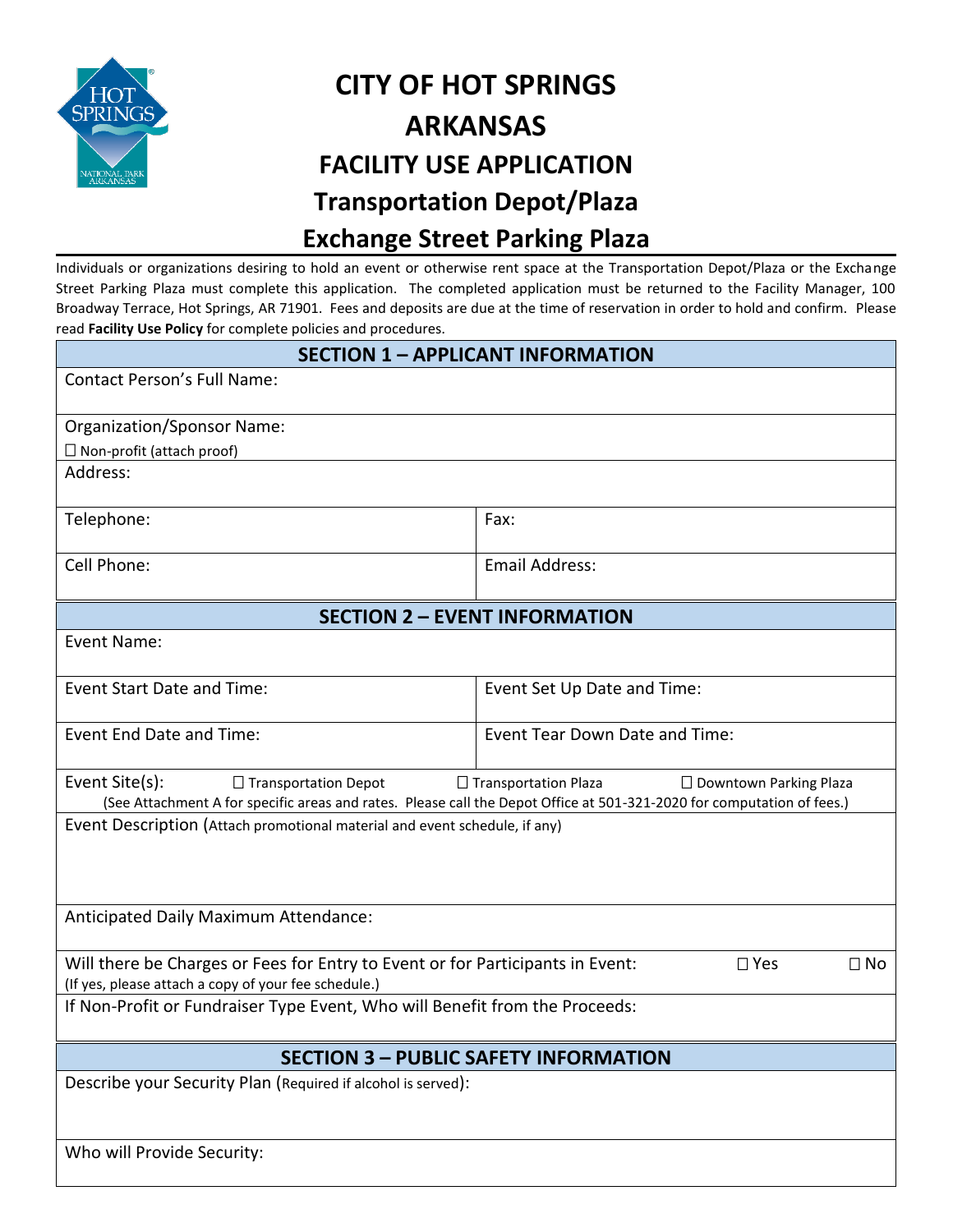# CITY OF HOT SPRINGS ARKANSAS

# FACILITY USE APPLICATION

## Transportation Depot/Plaza

## Exchange Street Parking Plaza

Individuals or organizations desiring to hold an event or otherwise rent space at the Transportation Depot/Plaza or the Exchange Street Parking Plaza must complete this application. The completed application must be returned to the Facility Manager, 100 Broadway Terrace, Hot Springs, AR 71901. Fees and deposits are due at the time of reservation in order to hold and confirm. Please read **Facility Use Policy** for complete policies and procedures.

| SECTION 1 – APPLICANT INFORMATION | |
|---|---|
| Contact Person's Full Name: | |
| Organization/Sponsor Name: ☐ Non-profit (attach proof) | |
| Address: | |
| Telephone: | Fax: |
| Cell Phone: | Email Address: |

| SECTION 2 – EVENT INFORMATION | |
|---|---|
| Event Name: | |
| Event Start Date and Time: | Event Set Up Date and Time: |
| Event End Date and Time: | Event Tear Down Date and Time: |
| Event Site(s): ☐ Transportation Depot ☐ Transportation Plaza ☐ Downtown Parking Plaza (See Attachment A for specific areas and rates. Please call the Depot Office at 501-321-2020 for computation of fees.) | |
| Event Description (Attach promotional material and event schedule, if any) | |
| Anticipated Daily Maximum Attendance: | |
| Will there be Charges or Fees for Entry to Event or for Participants in Event: ☐ Yes ☐ No (If yes, please attach a copy of your fee schedule.) | |
| If Non-Profit or Fundraiser Type Event, Who will Benefit from the Proceeds: | |

| SECTION 3 – PUBLIC SAFETY INFORMATION |
|---|
| Describe your Security Plan (Required if alcohol is served): |
| Who will Provide Security: |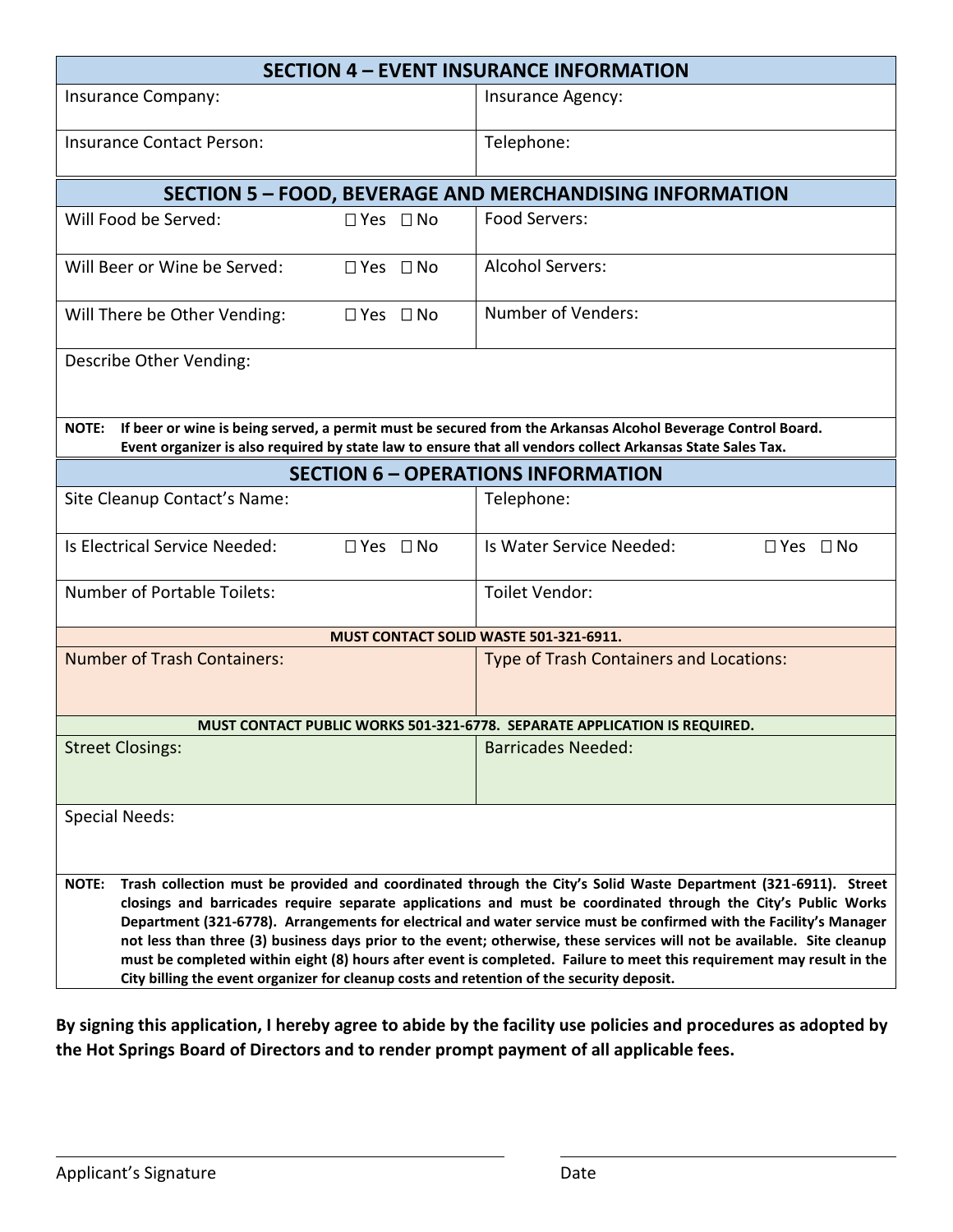## SECTION 4 – EVENT INSURANCE INFORMATION

| | |
|---|---|
| Insurance Company: | Insurance Agency: |
| Insurance Contact Person: | Telephone: |

## SECTION 5 – FOOD, BEVERAGE AND MERCHANDISING INFORMATION

| | |
|---|---|
| Will Food be Served: ☐ Yes ☐ No | Food Servers: |
| Will Beer or Wine be Served: ☐ Yes ☐ No | Alcohol Servers: |
| Will There be Other Vending: ☐ Yes ☐ No | Number of Venders: |
| Describe Other Vending: | |

**NOTE: If beer or wine is being served, a permit must be secured from the Arkansas Alcohol Beverage Control Board. Event organizer is also required by state law to ensure that all vendors collect Arkansas State Sales Tax.**

## SECTION 6 – OPERATIONS INFORMATION

| | |
|---|---|
| Site Cleanup Contact's Name: | Telephone: |
| Is Electrical Service Needed: ☐ Yes ☐ No | Is Water Service Needed: ☐ Yes ☐ No |
| Number of Portable Toilets: | Toilet Vendor: |

**MUST CONTACT SOLID WASTE 501-321-6911.**

| | |
|---|---|
| Number of Trash Containers: | Type of Trash Containers and Locations: |

**MUST CONTACT PUBLIC WORKS 501-321-6778. SEPARATE APPLICATION IS REQUIRED.**

| | |
|---|---|
| Street Closings: | Barricades Needed: |
| Special Needs: | |

**NOTE: Trash collection must be provided and coordinated through the City's Solid Waste Department (321-6911). Street closings and barricades require separate applications and must be coordinated through the City's Public Works Department (321-6778). Arrangements for electrical and water service must be confirmed with the Facility's Manager not less than three (3) business days prior to the event; otherwise, these services will not be available. Site cleanup must be completed within eight (8) hours after event is completed. Failure to meet this requirement may result in the City billing the event organizer for cleanup costs and retention of the security deposit.**

**By signing this application, I hereby agree to abide by the facility use policies and procedures as adopted by the Hot Springs Board of Directors and to render prompt payment of all applicable fees.**

______________________________ ______________________________

Applicant's Signature Date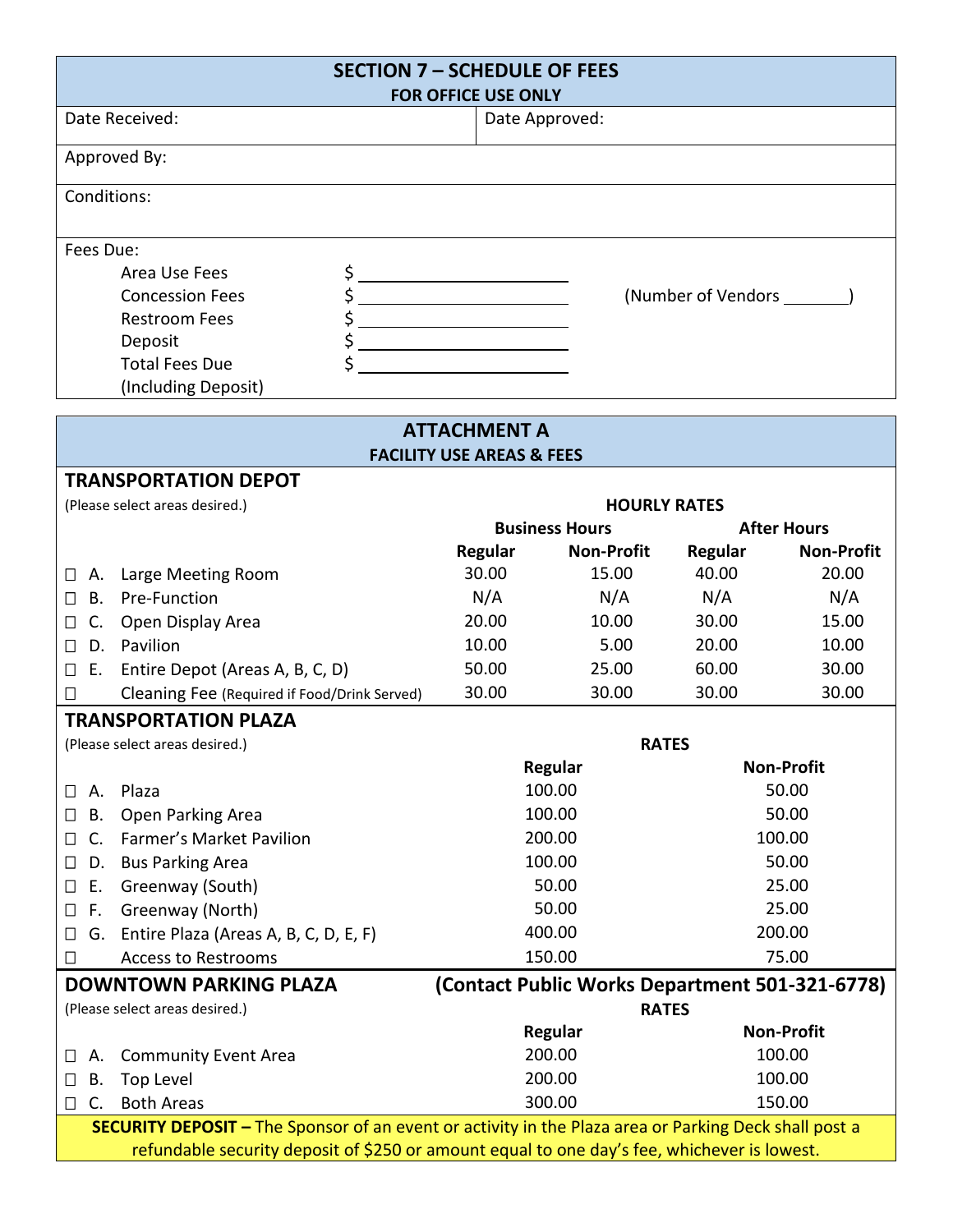## SECTION 7 – SCHEDULE OF FEES

**FOR OFFICE USE ONLY**

| | |
|---|---|
| Date Received: | Date Approved: |
| Approved By: | |
| Conditions: | |

Fees Due:

| | | |
|---|---|---|
| Area Use Fees | $ ____________ | |
| Concession Fees | $ ____________ | (Number of Vendors _______) |
| Restroom Fees | $ ____________ | |
| Deposit | $ ____________ | |
| Total Fees Due (Including Deposit) | $ ____________ | |

## ATTACHMENT A

**FACILITY USE AREAS & FEES**

### TRANSPORTATION DEPOT

(Please select areas desired.)

| | HOURLY RATES | | | |
|---|---|---|---|---|
| | **Business Hours** | | **After Hours** | |
| | **Regular** | **Non-Profit** | **Regular** | **Non-Profit** |
| ☐ A. Large Meeting Room | 30.00 | 15.00 | 40.00 | 20.00 |
| ☐ B. Pre-Function | N/A | N/A | N/A | N/A |
| ☐ C. Open Display Area | 20.00 | 10.00 | 30.00 | 15.00 |
| ☐ D. Pavilion | 10.00 | 5.00 | 20.00 | 10.00 |
| ☐ E. Entire Depot (Areas A, B, C, D) | 50.00 | 25.00 | 60.00 | 30.00 |
| ☐ Cleaning Fee (Required if Food/Drink Served) | 30.00 | 30.00 | 30.00 | 30.00 |

### TRANSPORTATION PLAZA

(Please select areas desired.)

| | RATES | |
|---|---|---|
| | **Regular** | **Non-Profit** |
| ☐ A. Plaza | 100.00 | 50.00 |
| ☐ B. Open Parking Area | 100.00 | 50.00 |
| ☐ C. Farmer's Market Pavilion | 200.00 | 100.00 |
| ☐ D. Bus Parking Area | 100.00 | 50.00 |
| ☐ E. Greenway (South) | 50.00 | 25.00 |
| ☐ F. Greenway (North) | 50.00 | 25.00 |
| ☐ G. Entire Plaza (Areas A, B, C, D, E, F) | 400.00 | 200.00 |
| ☐ Access to Restrooms | 150.00 | 75.00 |

### DOWNTOWN PARKING PLAZA **(Contact Public Works Department 501-321-6778)**

(Please select areas desired.)

| | RATES | |
|---|---|---|
| | **Regular** | **Non-Profit** |
| ☐ A. Community Event Area | 200.00 | 100.00 |
| ☐ B. Top Level | 200.00 | 100.00 |
| ☐ C. Both Areas | 300.00 | 150.00 |

**SECURITY DEPOSIT –** The Sponsor of an event or activity in the Plaza area or Parking Deck shall post a refundable security deposit of $250 or amount equal to one day's fee, whichever is lowest.